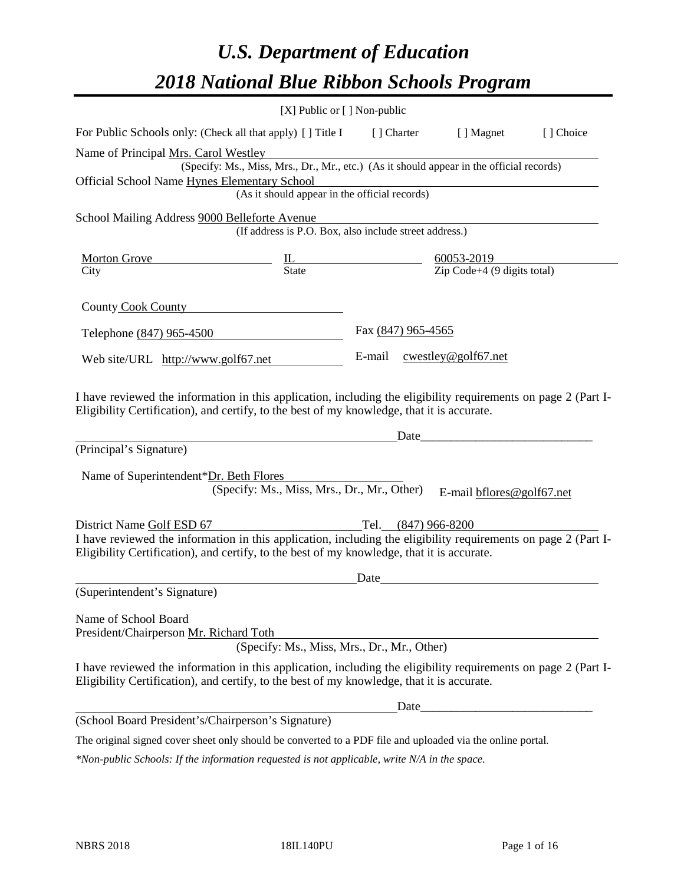# *U.S. Department of Education*
# *2018 National Blue Ribbon Schools Program*

[X] Public or [ ] Non-public

For Public Schools only: (Check all that apply) [ ] Title I [ ] Charter [ ] Magnet [ ] Choice

Name of Principal Mrs. Carol Westley
(Specify: Ms., Miss, Mrs., Dr., Mr., etc.) (As it should appear in the official records)

Official School Name Hynes Elementary School
(As it should appear in the official records)

School Mailing Address 9000 Belleforte Avenue
(If address is P.O. Box, also include street address.)

| Morton Grove | IL | 60053-2019 |
|---|---|---|
| City | State | Zip Code+4 (9 digits total) |

County Cook County

Telephone (847) 965-4500 Fax (847) 965-4565

Web site/URL http://www.golf67.net E-mail cwestley@golf67.net

I have reviewed the information in this application, including the eligibility requirements on page 2 (Part I-Eligibility Certification), and certify, to the best of my knowledge, that it is accurate.

_______________________________ Date_______________________
(Principal's Signature)

Name of Superintendent*Dr. Beth Flores
(Specify: Ms., Miss, Mrs., Dr., Mr., Other) E-mail bflores@golf67.net

District Name Golf ESD 67 Tel. (847) 966-8200

I have reviewed the information in this application, including the eligibility requirements on page 2 (Part I-Eligibility Certification), and certify, to the best of my knowledge, that it is accurate.

_______________________________ Date_______________________
(Superintendent's Signature)

Name of School Board
President/Chairperson Mr. Richard Toth
(Specify: Ms., Miss, Mrs., Dr., Mr., Other)

I have reviewed the information in this application, including the eligibility requirements on page 2 (Part I-Eligibility Certification), and certify, to the best of my knowledge, that it is accurate.

_______________________________ Date_______________________
(School Board President's/Chairperson's Signature)

The original signed cover sheet only should be converted to a PDF file and uploaded via the online portal.

*\*Non-public Schools: If the information requested is not applicable, write N/A in the space.*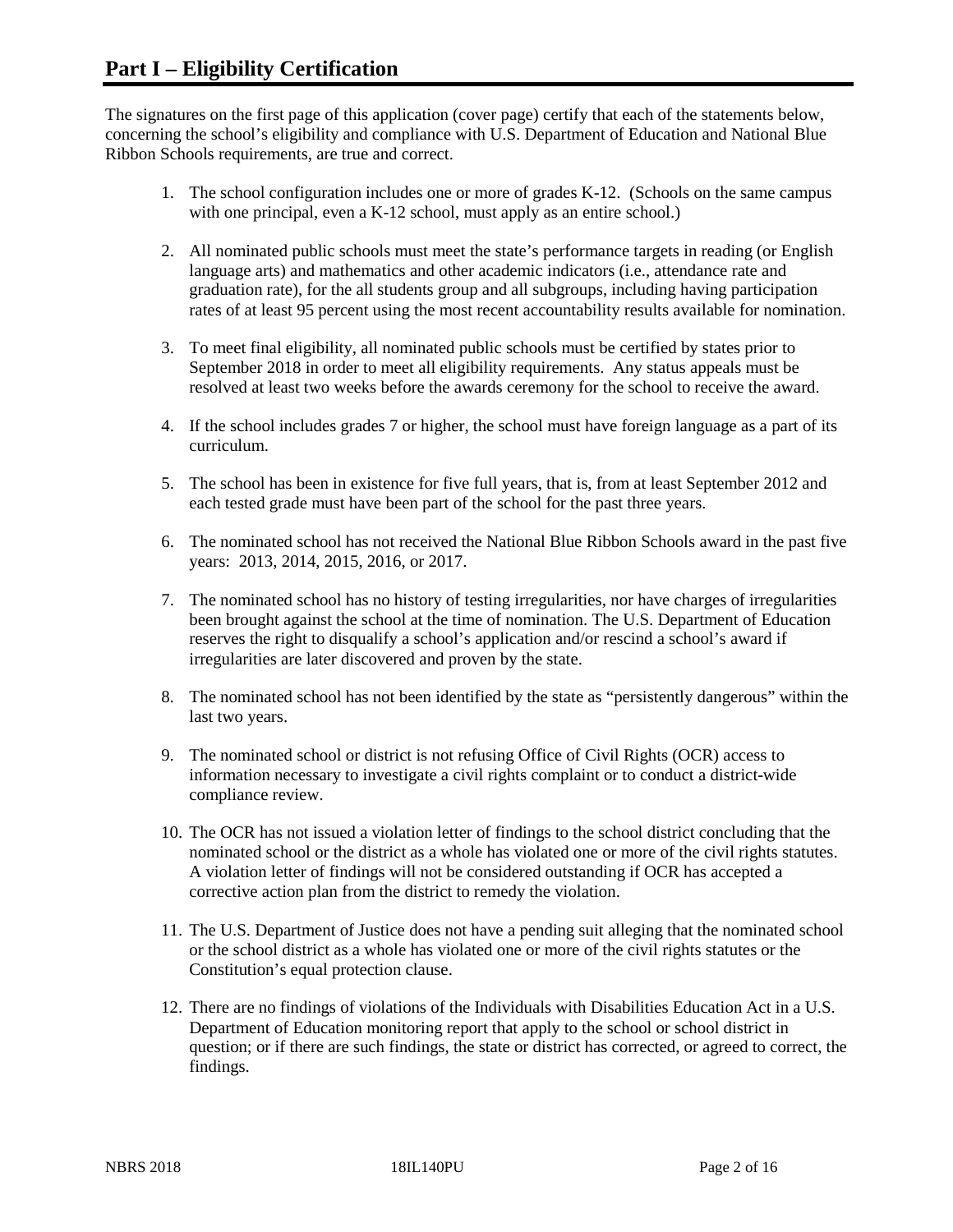## Part I – Eligibility Certification

The signatures on the first page of this application (cover page) certify that each of the statements below, concerning the school's eligibility and compliance with U.S. Department of Education and National Blue Ribbon Schools requirements, are true and correct.

1. The school configuration includes one or more of grades K-12. (Schools on the same campus with one principal, even a K-12 school, must apply as an entire school.)
2. All nominated public schools must meet the state's performance targets in reading (or English language arts) and mathematics and other academic indicators (i.e., attendance rate and graduation rate), for the all students group and all subgroups, including having participation rates of at least 95 percent using the most recent accountability results available for nomination.
3. To meet final eligibility, all nominated public schools must be certified by states prior to September 2018 in order to meet all eligibility requirements. Any status appeals must be resolved at least two weeks before the awards ceremony for the school to receive the award.
4. If the school includes grades 7 or higher, the school must have foreign language as a part of its curriculum.
5. The school has been in existence for five full years, that is, from at least September 2012 and each tested grade must have been part of the school for the past three years.
6. The nominated school has not received the National Blue Ribbon Schools award in the past five years: 2013, 2014, 2015, 2016, or 2017.
7. The nominated school has no history of testing irregularities, nor have charges of irregularities been brought against the school at the time of nomination. The U.S. Department of Education reserves the right to disqualify a school's application and/or rescind a school's award if irregularities are later discovered and proven by the state.
8. The nominated school has not been identified by the state as "persistently dangerous" within the last two years.
9. The nominated school or district is not refusing Office of Civil Rights (OCR) access to information necessary to investigate a civil rights complaint or to conduct a district-wide compliance review.
10. The OCR has not issued a violation letter of findings to the school district concluding that the nominated school or the district as a whole has violated one or more of the civil rights statutes. A violation letter of findings will not be considered outstanding if OCR has accepted a corrective action plan from the district to remedy the violation.
11. The U.S. Department of Justice does not have a pending suit alleging that the nominated school or the school district as a whole has violated one or more of the civil rights statutes or the Constitution's equal protection clause.
12. There are no findings of violations of the Individuals with Disabilities Education Act in a U.S. Department of Education monitoring report that apply to the school or school district in question; or if there are such findings, the state or district has corrected, or agreed to correct, the findings.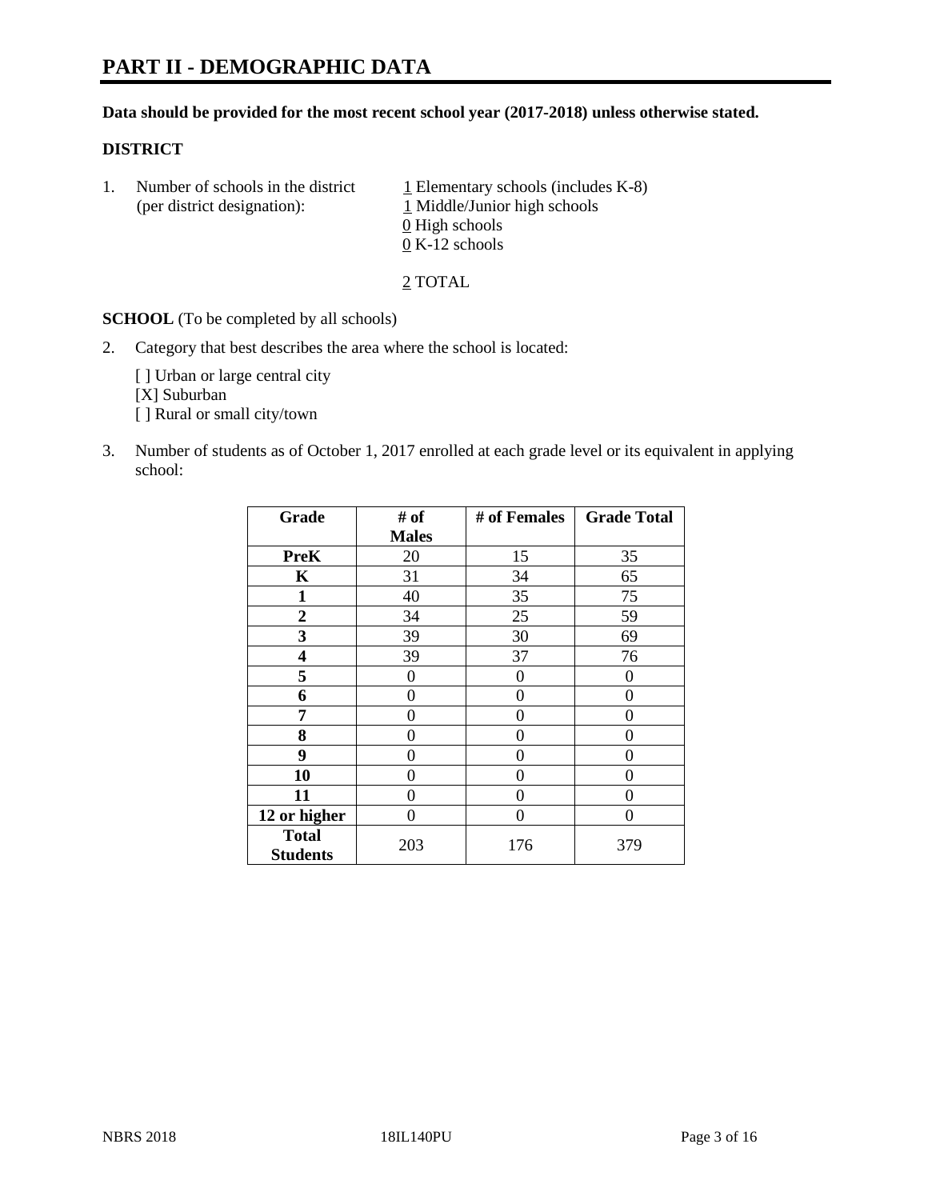# PART II - DEMOGRAPHIC DATA

**Data should be provided for the most recent school year (2017-2018) unless otherwise stated.**

## DISTRICT

1. Number of schools in the district (per district designation):
   - 1 Elementary schools (includes K-8)
   - 1 Middle/Junior high schools
   - 0 High schools
   - 0 K-12 schools

   2 TOTAL

**SCHOOL** (To be completed by all schools)

2. Category that best describes the area where the school is located:

   [ ] Urban or large central city
   [X] Suburban
   [ ] Rural or small city/town

3. Number of students as of October 1, 2017 enrolled at each grade level or its equivalent in applying school:

| Grade | # of Males | # of Females | Grade Total |
|---|---|---|---|
| **PreK** | 20 | 15 | 35 |
| **K** | 31 | 34 | 65 |
| **1** | 40 | 35 | 75 |
| **2** | 34 | 25 | 59 |
| **3** | 39 | 30 | 69 |
| **4** | 39 | 37 | 76 |
| **5** | 0 | 0 | 0 |
| **6** | 0 | 0 | 0 |
| **7** | 0 | 0 | 0 |
| **8** | 0 | 0 | 0 |
| **9** | 0 | 0 | 0 |
| **10** | 0 | 0 | 0 |
| **11** | 0 | 0 | 0 |
| **12 or higher** | 0 | 0 | 0 |
| **Total Students** | 203 | 176 | 379 |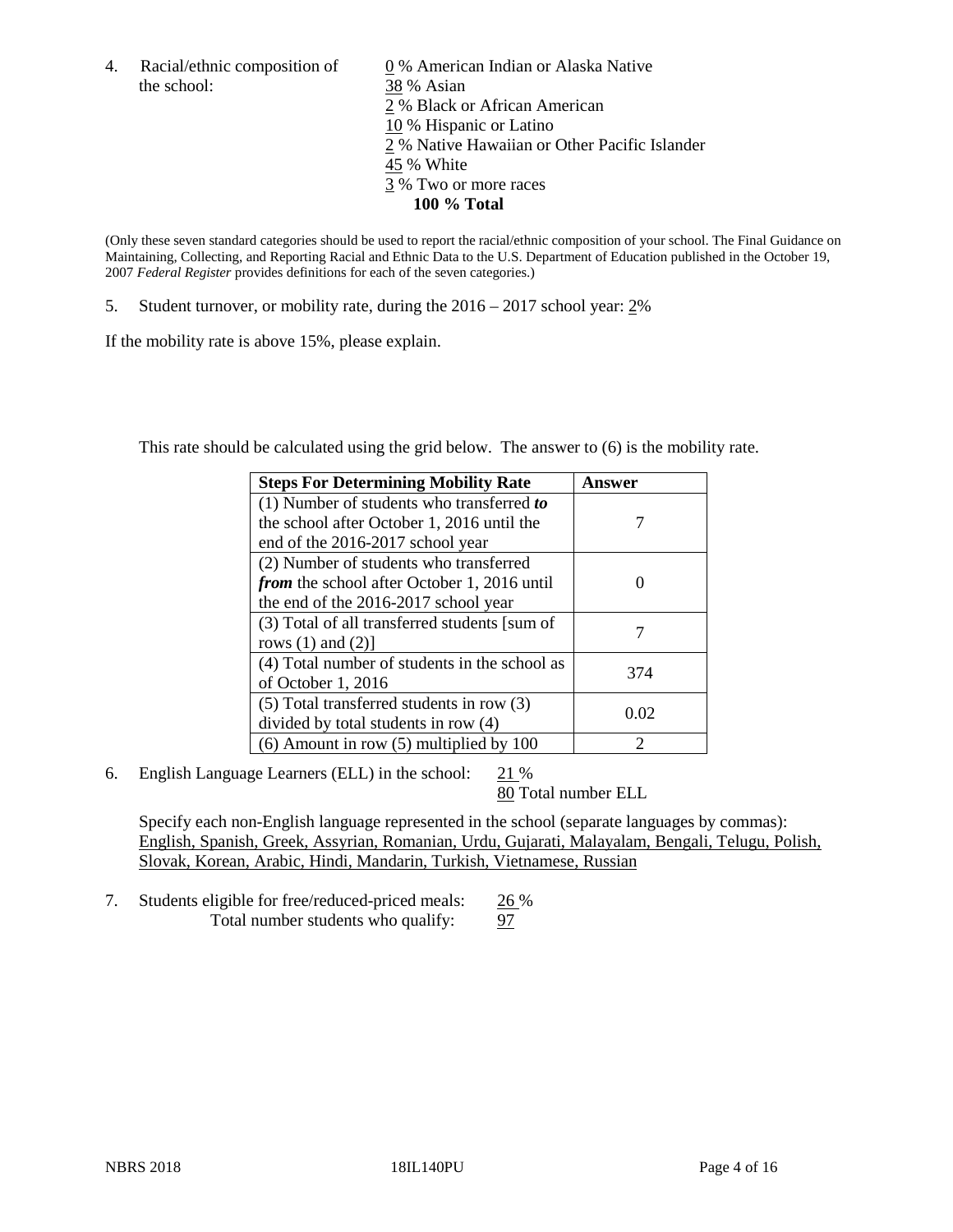4. Racial/ethnic composition of the school:

0 % American Indian or Alaska Native
38 % Asian
2 % Black or African American
10 % Hispanic or Latino
2 % Native Hawaiian or Other Pacific Islander
45 % White
3 % Two or more races
**100 % Total**

(Only these seven standard categories should be used to report the racial/ethnic composition of your school. The Final Guidance on Maintaining, Collecting, and Reporting Racial and Ethnic Data to the U.S. Department of Education published in the October 19, 2007 *Federal Register* provides definitions for each of the seven categories.)

5. Student turnover, or mobility rate, during the 2016 – 2017 school year: 2%

If the mobility rate is above 15%, please explain.

This rate should be calculated using the grid below. The answer to (6) is the mobility rate.

| Steps For Determining Mobility Rate | Answer |
|---|---|
| (1) Number of students who transferred ***to*** the school after October 1, 2016 until the end of the 2016-2017 school year | 7 |
| (2) Number of students who transferred ***from*** the school after October 1, 2016 until the end of the 2016-2017 school year | 0 |
| (3) Total of all transferred students [sum of rows (1) and (2)] | 7 |
| (4) Total number of students in the school as of October 1, 2016 | 374 |
| (5) Total transferred students in row (3) divided by total students in row (4) | 0.02 |
| (6) Amount in row (5) multiplied by 100 | 2 |

6. English Language Learners (ELL) in the school: 21 %
80 Total number ELL

Specify each non-English language represented in the school (separate languages by commas):
English, Spanish, Greek, Assyrian, Romanian, Urdu, Gujarati, Malayalam, Bengali, Telugu, Polish, Slovak, Korean, Arabic, Hindi, Mandarin, Turkish, Vietnamese, Russian

7. Students eligible for free/reduced-priced meals: 26 %
Total number students who qualify: 97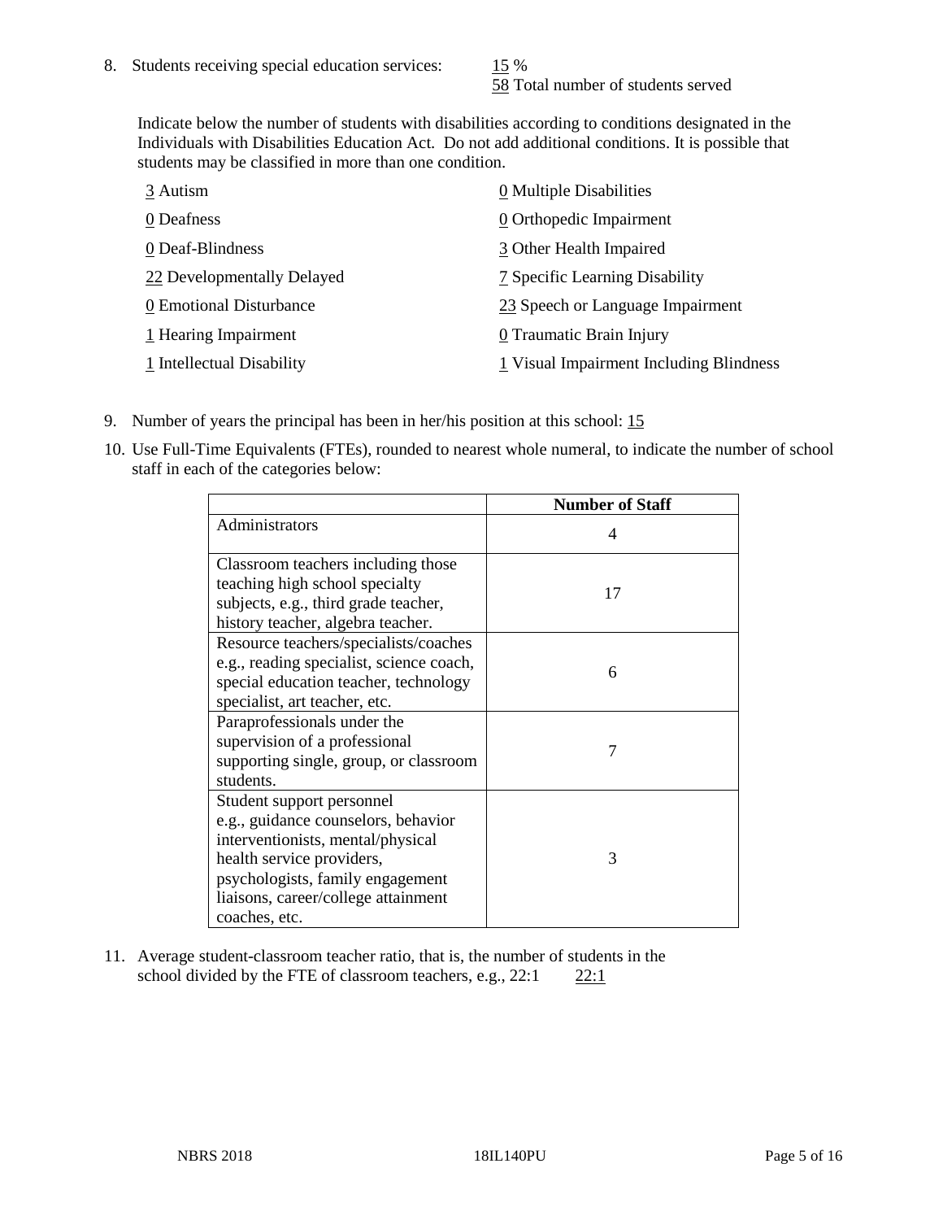8. Students receiving special education services: 15 %
   58 Total number of students served

   Indicate below the number of students with disabilities according to conditions designated in the Individuals with Disabilities Education Act. Do not add additional conditions. It is possible that students may be classified in more than one condition.

   3 Autism
   0 Deafness
   0 Deaf-Blindness
   22 Developmentally Delayed
   0 Emotional Disturbance
   1 Hearing Impairment
   1 Intellectual Disability
   0 Multiple Disabilities
   0 Orthopedic Impairment
   3 Other Health Impaired
   7 Specific Learning Disability
   23 Speech or Language Impairment
   0 Traumatic Brain Injury
   1 Visual Impairment Including Blindness

9. Number of years the principal has been in her/his position at this school: 15

10. Use Full-Time Equivalents (FTEs), rounded to nearest whole numeral, to indicate the number of school staff in each of the categories below:

| | Number of Staff |
|---|---|
| Administrators | 4 |
| Classroom teachers including those teaching high school specialty subjects, e.g., third grade teacher, history teacher, algebra teacher. | 17 |
| Resource teachers/specialists/coaches e.g., reading specialist, science coach, special education teacher, technology specialist, art teacher, etc. | 6 |
| Paraprofessionals under the supervision of a professional supporting single, group, or classroom students. | 7 |
| Student support personnel e.g., guidance counselors, behavior interventionists, mental/physical health service providers, psychologists, family engagement liaisons, career/college attainment coaches, etc. | 3 |

11. Average student-classroom teacher ratio, that is, the number of students in the school divided by the FTE of classroom teachers, e.g., 22:1 22:1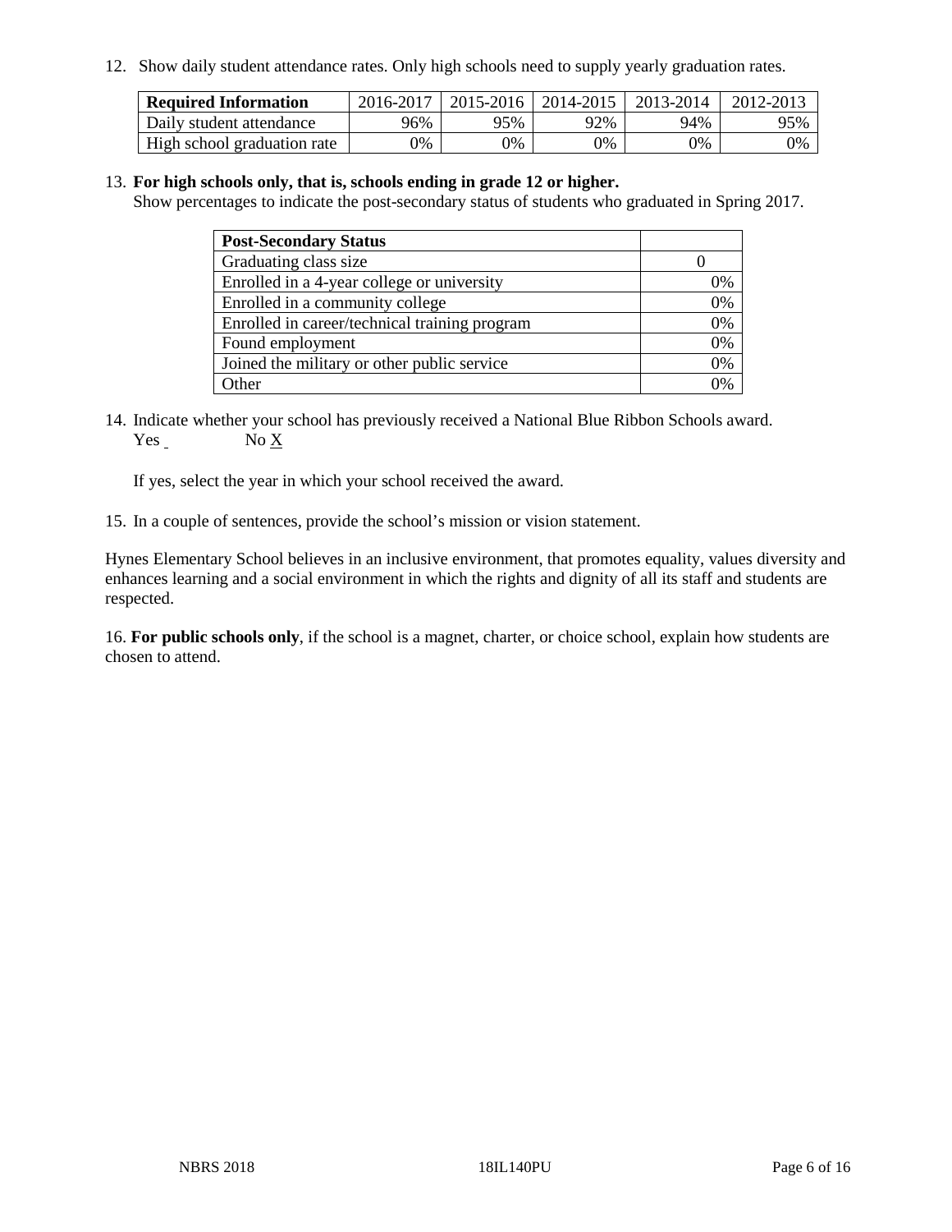12. Show daily student attendance rates. Only high schools need to supply yearly graduation rates.

| Required Information | 2016-2017 | 2015-2016 | 2014-2015 | 2013-2014 | 2012-2013 |
| --- | --- | --- | --- | --- | --- |
| Daily student attendance | 96% | 95% | 92% | 94% | 95% |
| High school graduation rate | 0% | 0% | 0% | 0% | 0% |

13. **For high schools only, that is, schools ending in grade 12 or higher.**
Show percentages to indicate the post-secondary status of students who graduated in Spring 2017.

| Post-Secondary Status | |
| --- | --- |
| Graduating class size | 0 |
| Enrolled in a 4-year college or university | 0% |
| Enrolled in a community college | 0% |
| Enrolled in career/technical training program | 0% |
| Found employment | 0% |
| Joined the military or other public service | 0% |
| Other | 0% |

14. Indicate whether your school has previously received a National Blue Ribbon Schools award.
Yes ___ No X

If yes, select the year in which your school received the award.

15. In a couple of sentences, provide the school's mission or vision statement.

Hynes Elementary School believes in an inclusive environment, that promotes equality, values diversity and enhances learning and a social environment in which the rights and dignity of all its staff and students are respected.

16. **For public schools only**, if the school is a magnet, charter, or choice school, explain how students are chosen to attend.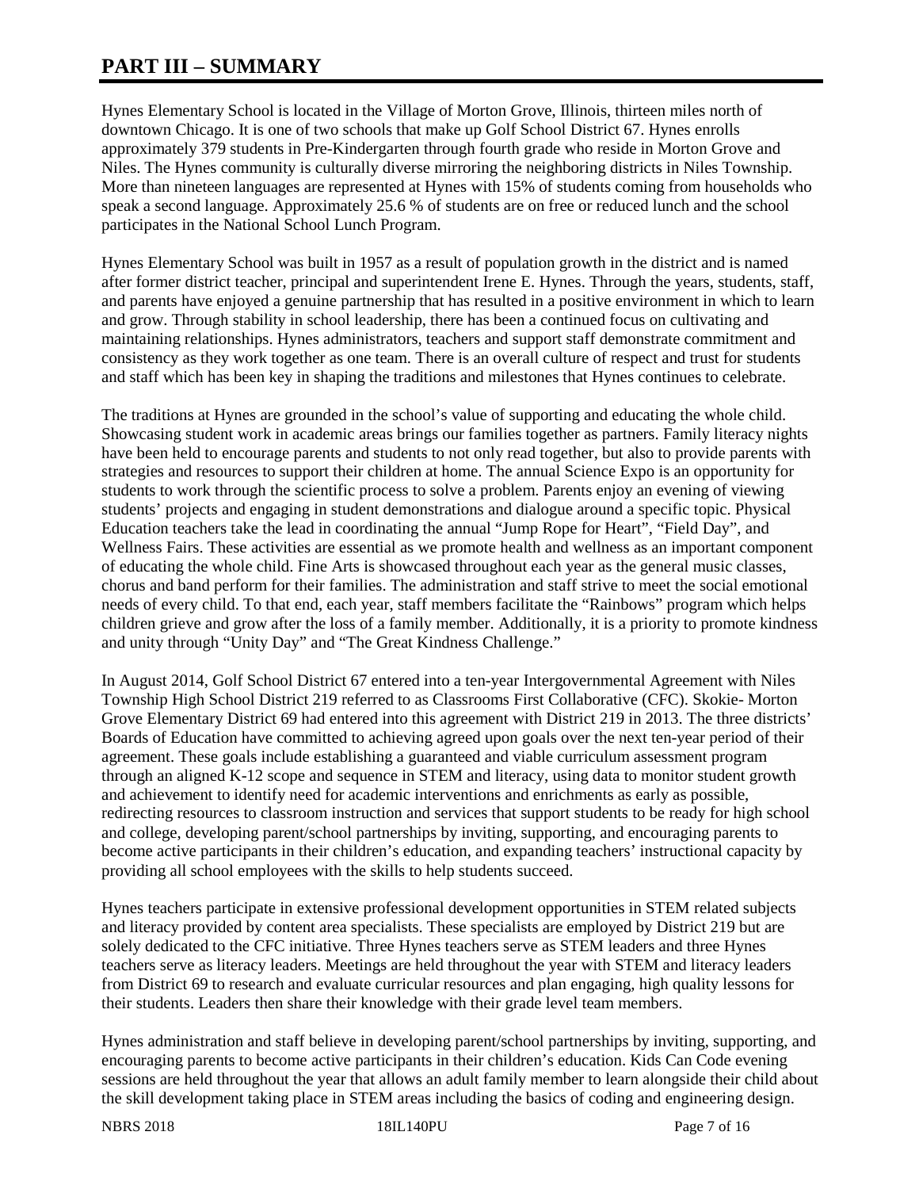# PART III – SUMMARY

Hynes Elementary School is located in the Village of Morton Grove, Illinois, thirteen miles north of downtown Chicago. It is one of two schools that make up Golf School District 67. Hynes enrolls approximately 379 students in Pre-Kindergarten through fourth grade who reside in Morton Grove and Niles. The Hynes community is culturally diverse mirroring the neighboring districts in Niles Township. More than nineteen languages are represented at Hynes with 15% of students coming from households who speak a second language. Approximately 25.6 % of students are on free or reduced lunch and the school participates in the National School Lunch Program.

Hynes Elementary School was built in 1957 as a result of population growth in the district and is named after former district teacher, principal and superintendent Irene E. Hynes. Through the years, students, staff, and parents have enjoyed a genuine partnership that has resulted in a positive environment in which to learn and grow. Through stability in school leadership, there has been a continued focus on cultivating and maintaining relationships. Hynes administrators, teachers and support staff demonstrate commitment and consistency as they work together as one team. There is an overall culture of respect and trust for students and staff which has been key in shaping the traditions and milestones that Hynes continues to celebrate.

The traditions at Hynes are grounded in the school's value of supporting and educating the whole child. Showcasing student work in academic areas brings our families together as partners. Family literacy nights have been held to encourage parents and students to not only read together, but also to provide parents with strategies and resources to support their children at home. The annual Science Expo is an opportunity for students to work through the scientific process to solve a problem. Parents enjoy an evening of viewing students' projects and engaging in student demonstrations and dialogue around a specific topic. Physical Education teachers take the lead in coordinating the annual "Jump Rope for Heart", "Field Day", and Wellness Fairs. These activities are essential as we promote health and wellness as an important component of educating the whole child. Fine Arts is showcased throughout each year as the general music classes, chorus and band perform for their families. The administration and staff strive to meet the social emotional needs of every child. To that end, each year, staff members facilitate the "Rainbows" program which helps children grieve and grow after the loss of a family member. Additionally, it is a priority to promote kindness and unity through "Unity Day" and "The Great Kindness Challenge."

In August 2014, Golf School District 67 entered into a ten-year Intergovernmental Agreement with Niles Township High School District 219 referred to as Classrooms First Collaborative (CFC). Skokie- Morton Grove Elementary District 69 had entered into this agreement with District 219 in 2013. The three districts' Boards of Education have committed to achieving agreed upon goals over the next ten-year period of their agreement. These goals include establishing a guaranteed and viable curriculum assessment program through an aligned K-12 scope and sequence in STEM and literacy, using data to monitor student growth and achievement to identify need for academic interventions and enrichments as early as possible, redirecting resources to classroom instruction and services that support students to be ready for high school and college, developing parent/school partnerships by inviting, supporting, and encouraging parents to become active participants in their children's education, and expanding teachers' instructional capacity by providing all school employees with the skills to help students succeed.

Hynes teachers participate in extensive professional development opportunities in STEM related subjects and literacy provided by content area specialists. These specialists are employed by District 219 but are solely dedicated to the CFC initiative. Three Hynes teachers serve as STEM leaders and three Hynes teachers serve as literacy leaders. Meetings are held throughout the year with STEM and literacy leaders from District 69 to research and evaluate curricular resources and plan engaging, high quality lessons for their students. Leaders then share their knowledge with their grade level team members.

Hynes administration and staff believe in developing parent/school partnerships by inviting, supporting, and encouraging parents to become active participants in their children's education. Kids Can Code evening sessions are held throughout the year that allows an adult family member to learn alongside their child about the skill development taking place in STEM areas including the basics of coding and engineering design.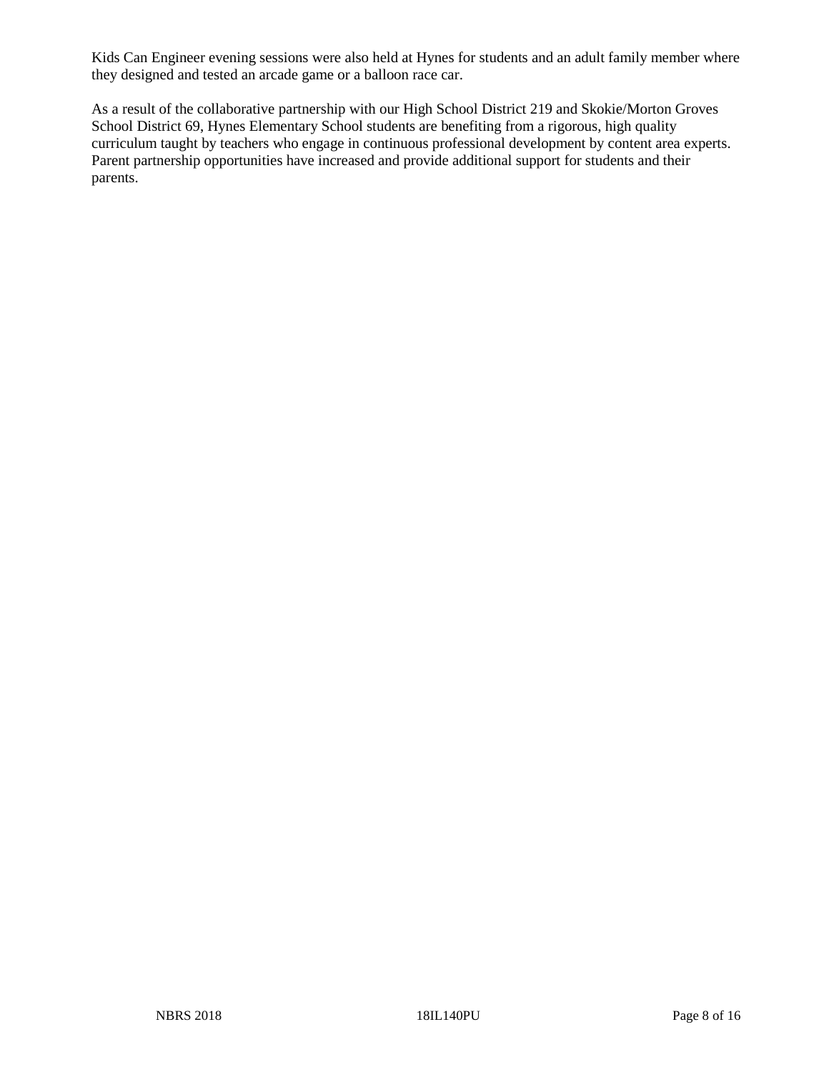Kids Can Engineer evening sessions were also held at Hynes for students and an adult family member where they designed and tested an arcade game or a balloon race car.

As a result of the collaborative partnership with our High School District 219 and Skokie/Morton Groves School District 69, Hynes Elementary School students are benefiting from a rigorous, high quality curriculum taught by teachers who engage in continuous professional development by content area experts. Parent partnership opportunities have increased and provide additional support for students and their parents.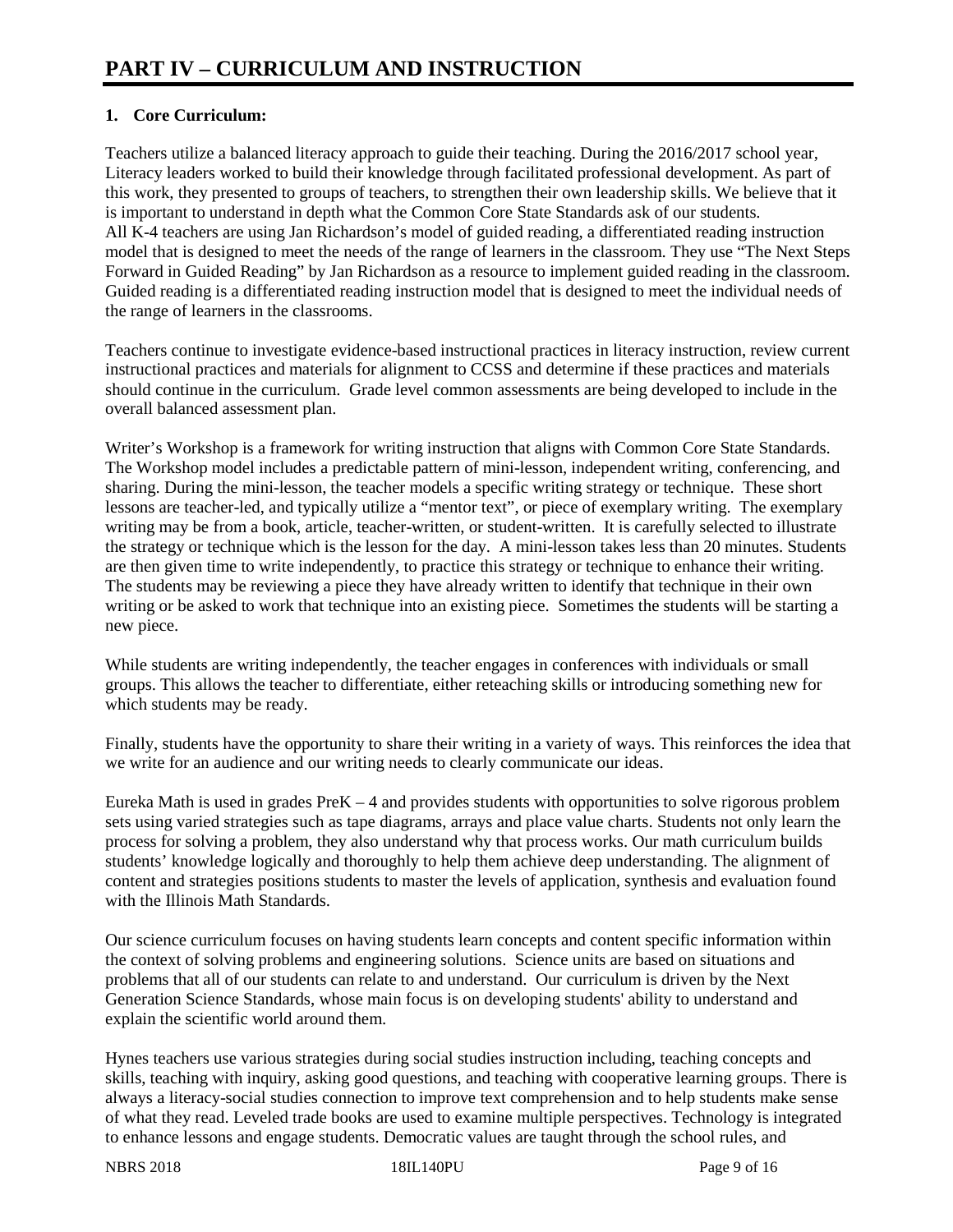# PART IV – CURRICULUM AND INSTRUCTION

**1. Core Curriculum:**

Teachers utilize a balanced literacy approach to guide their teaching. During the 2016/2017 school year, Literacy leaders worked to build their knowledge through facilitated professional development. As part of this work, they presented to groups of teachers, to strengthen their own leadership skills. We believe that it is important to understand in depth what the Common Core State Standards ask of our students.
All K-4 teachers are using Jan Richardson's model of guided reading, a differentiated reading instruction model that is designed to meet the needs of the range of learners in the classroom. They use "The Next Steps Forward in Guided Reading" by Jan Richardson as a resource to implement guided reading in the classroom. Guided reading is a differentiated reading instruction model that is designed to meet the individual needs of the range of learners in the classrooms.

Teachers continue to investigate evidence-based instructional practices in literacy instruction, review current instructional practices and materials for alignment to CCSS and determine if these practices and materials should continue in the curriculum. Grade level common assessments are being developed to include in the overall balanced assessment plan.

Writer's Workshop is a framework for writing instruction that aligns with Common Core State Standards. The Workshop model includes a predictable pattern of mini-lesson, independent writing, conferencing, and sharing. During the mini-lesson, the teacher models a specific writing strategy or technique. These short lessons are teacher-led, and typically utilize a "mentor text", or piece of exemplary writing. The exemplary writing may be from a book, article, teacher-written, or student-written. It is carefully selected to illustrate the strategy or technique which is the lesson for the day. A mini-lesson takes less than 20 minutes. Students are then given time to write independently, to practice this strategy or technique to enhance their writing. The students may be reviewing a piece they have already written to identify that technique in their own writing or be asked to work that technique into an existing piece. Sometimes the students will be starting a new piece.

While students are writing independently, the teacher engages in conferences with individuals or small groups. This allows the teacher to differentiate, either reteaching skills or introducing something new for which students may be ready.

Finally, students have the opportunity to share their writing in a variety of ways. This reinforces the idea that we write for an audience and our writing needs to clearly communicate our ideas.

Eureka Math is used in grades PreK – 4 and provides students with opportunities to solve rigorous problem sets using varied strategies such as tape diagrams, arrays and place value charts. Students not only learn the process for solving a problem, they also understand why that process works. Our math curriculum builds students' knowledge logically and thoroughly to help them achieve deep understanding. The alignment of content and strategies positions students to master the levels of application, synthesis and evaluation found with the Illinois Math Standards.

Our science curriculum focuses on having students learn concepts and content specific information within the context of solving problems and engineering solutions. Science units are based on situations and problems that all of our students can relate to and understand. Our curriculum is driven by the Next Generation Science Standards, whose main focus is on developing students' ability to understand and explain the scientific world around them.

Hynes teachers use various strategies during social studies instruction including, teaching concepts and skills, teaching with inquiry, asking good questions, and teaching with cooperative learning groups. There is always a literacy-social studies connection to improve text comprehension and to help students make sense of what they read. Leveled trade books are used to examine multiple perspectives. Technology is integrated to enhance lessons and engage students. Democratic values are taught through the school rules, and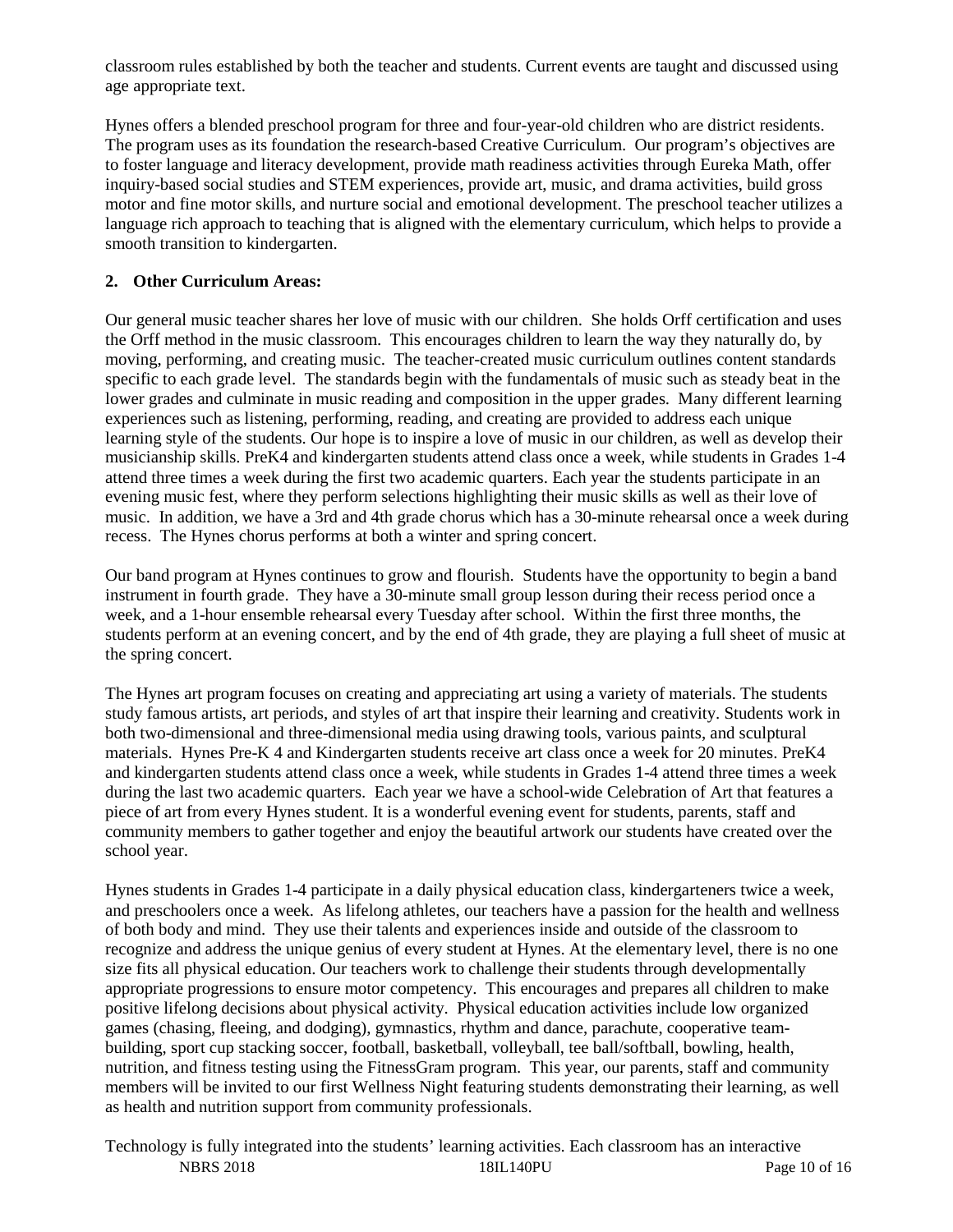classroom rules established by both the teacher and students. Current events are taught and discussed using age appropriate text.

Hynes offers a blended preschool program for three and four-year-old children who are district residents. The program uses as its foundation the research-based Creative Curriculum. Our program's objectives are to foster language and literacy development, provide math readiness activities through Eureka Math, offer inquiry-based social studies and STEM experiences, provide art, music, and drama activities, build gross motor and fine motor skills, and nurture social and emotional development. The preschool teacher utilizes a language rich approach to teaching that is aligned with the elementary curriculum, which helps to provide a smooth transition to kindergarten.

**2. Other Curriculum Areas:**

Our general music teacher shares her love of music with our children. She holds Orff certification and uses the Orff method in the music classroom. This encourages children to learn the way they naturally do, by moving, performing, and creating music. The teacher-created music curriculum outlines content standards specific to each grade level. The standards begin with the fundamentals of music such as steady beat in the lower grades and culminate in music reading and composition in the upper grades. Many different learning experiences such as listening, performing, reading, and creating are provided to address each unique learning style of the students. Our hope is to inspire a love of music in our children, as well as develop their musicianship skills. PreK4 and kindergarten students attend class once a week, while students in Grades 1-4 attend three times a week during the first two academic quarters. Each year the students participate in an evening music fest, where they perform selections highlighting their music skills as well as their love of music. In addition, we have a 3rd and 4th grade chorus which has a 30-minute rehearsal once a week during recess. The Hynes chorus performs at both a winter and spring concert.

Our band program at Hynes continues to grow and flourish. Students have the opportunity to begin a band instrument in fourth grade. They have a 30-minute small group lesson during their recess period once a week, and a 1-hour ensemble rehearsal every Tuesday after school. Within the first three months, the students perform at an evening concert, and by the end of 4th grade, they are playing a full sheet of music at the spring concert.

The Hynes art program focuses on creating and appreciating art using a variety of materials. The students study famous artists, art periods, and styles of art that inspire their learning and creativity. Students work in both two-dimensional and three-dimensional media using drawing tools, various paints, and sculptural materials. Hynes Pre-K 4 and Kindergarten students receive art class once a week for 20 minutes. PreK4 and kindergarten students attend class once a week, while students in Grades 1-4 attend three times a week during the last two academic quarters. Each year we have a school-wide Celebration of Art that features a piece of art from every Hynes student. It is a wonderful evening event for students, parents, staff and community members to gather together and enjoy the beautiful artwork our students have created over the school year.

Hynes students in Grades 1-4 participate in a daily physical education class, kindergarteners twice a week, and preschoolers once a week. As lifelong athletes, our teachers have a passion for the health and wellness of both body and mind. They use their talents and experiences inside and outside of the classroom to recognize and address the unique genius of every student at Hynes. At the elementary level, there is no one size fits all physical education. Our teachers work to challenge their students through developmentally appropriate progressions to ensure motor competency. This encourages and prepares all children to make positive lifelong decisions about physical activity. Physical education activities include low organized games (chasing, fleeing, and dodging), gymnastics, rhythm and dance, parachute, cooperative team-building, sport cup stacking soccer, football, basketball, volleyball, tee ball/softball, bowling, health, nutrition, and fitness testing using the FitnessGram program. This year, our parents, staff and community members will be invited to our first Wellness Night featuring students demonstrating their learning, as well as health and nutrition support from community professionals.

Technology is fully integrated into the students' learning activities. Each classroom has an interactive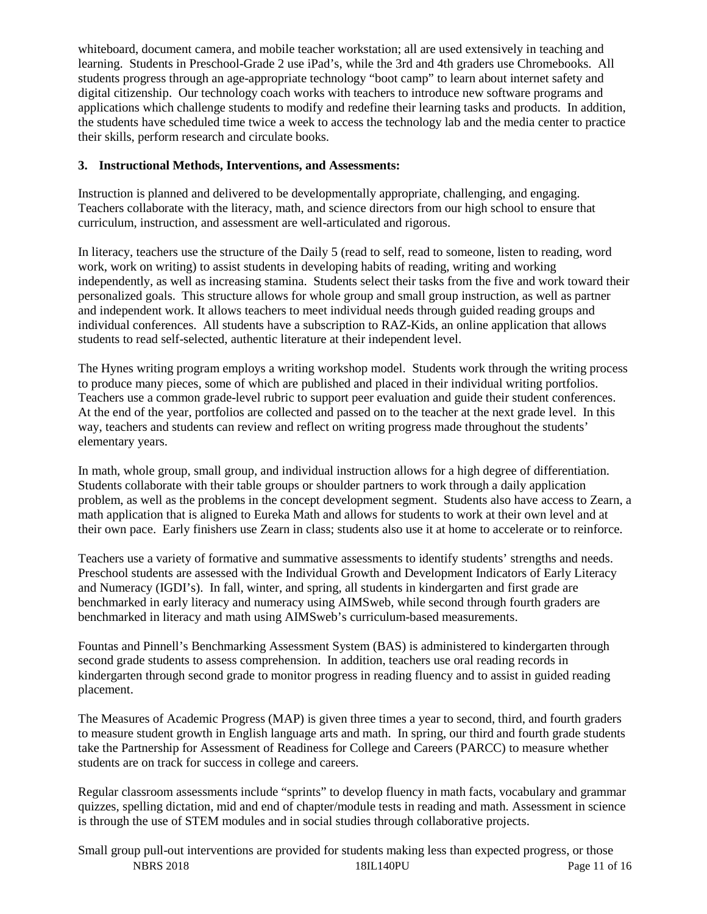whiteboard, document camera, and mobile teacher workstation; all are used extensively in teaching and learning. Students in Preschool-Grade 2 use iPad's, while the 3rd and 4th graders use Chromebooks. All students progress through an age-appropriate technology "boot camp" to learn about internet safety and digital citizenship. Our technology coach works with teachers to introduce new software programs and applications which challenge students to modify and redefine their learning tasks and products. In addition, the students have scheduled time twice a week to access the technology lab and the media center to practice their skills, perform research and circulate books.

**3. Instructional Methods, Interventions, and Assessments:**

Instruction is planned and delivered to be developmentally appropriate, challenging, and engaging. Teachers collaborate with the literacy, math, and science directors from our high school to ensure that curriculum, instruction, and assessment are well-articulated and rigorous.

In literacy, teachers use the structure of the Daily 5 (read to self, read to someone, listen to reading, word work, work on writing) to assist students in developing habits of reading, writing and working independently, as well as increasing stamina. Students select their tasks from the five and work toward their personalized goals. This structure allows for whole group and small group instruction, as well as partner and independent work. It allows teachers to meet individual needs through guided reading groups and individual conferences. All students have a subscription to RAZ-Kids, an online application that allows students to read self-selected, authentic literature at their independent level.

The Hynes writing program employs a writing workshop model. Students work through the writing process to produce many pieces, some of which are published and placed in their individual writing portfolios. Teachers use a common grade-level rubric to support peer evaluation and guide their student conferences. At the end of the year, portfolios are collected and passed on to the teacher at the next grade level. In this way, teachers and students can review and reflect on writing progress made throughout the students' elementary years.

In math, whole group, small group, and individual instruction allows for a high degree of differentiation. Students collaborate with their table groups or shoulder partners to work through a daily application problem, as well as the problems in the concept development segment. Students also have access to Zearn, a math application that is aligned to Eureka Math and allows for students to work at their own level and at their own pace. Early finishers use Zearn in class; students also use it at home to accelerate or to reinforce.

Teachers use a variety of formative and summative assessments to identify students' strengths and needs. Preschool students are assessed with the Individual Growth and Development Indicators of Early Literacy and Numeracy (IGDI's). In fall, winter, and spring, all students in kindergarten and first grade are benchmarked in early literacy and numeracy using AIMSweb, while second through fourth graders are benchmarked in literacy and math using AIMSweb's curriculum-based measurements.

Fountas and Pinnell's Benchmarking Assessment System (BAS) is administered to kindergarten through second grade students to assess comprehension. In addition, teachers use oral reading records in kindergarten through second grade to monitor progress in reading fluency and to assist in guided reading placement.

The Measures of Academic Progress (MAP) is given three times a year to second, third, and fourth graders to measure student growth in English language arts and math. In spring, our third and fourth grade students take the Partnership for Assessment of Readiness for College and Careers (PARCC) to measure whether students are on track for success in college and careers.

Regular classroom assessments include "sprints" to develop fluency in math facts, vocabulary and grammar quizzes, spelling dictation, mid and end of chapter/module tests in reading and math. Assessment in science is through the use of STEM modules and in social studies through collaborative projects.

Small group pull-out interventions are provided for students making less than expected progress, or those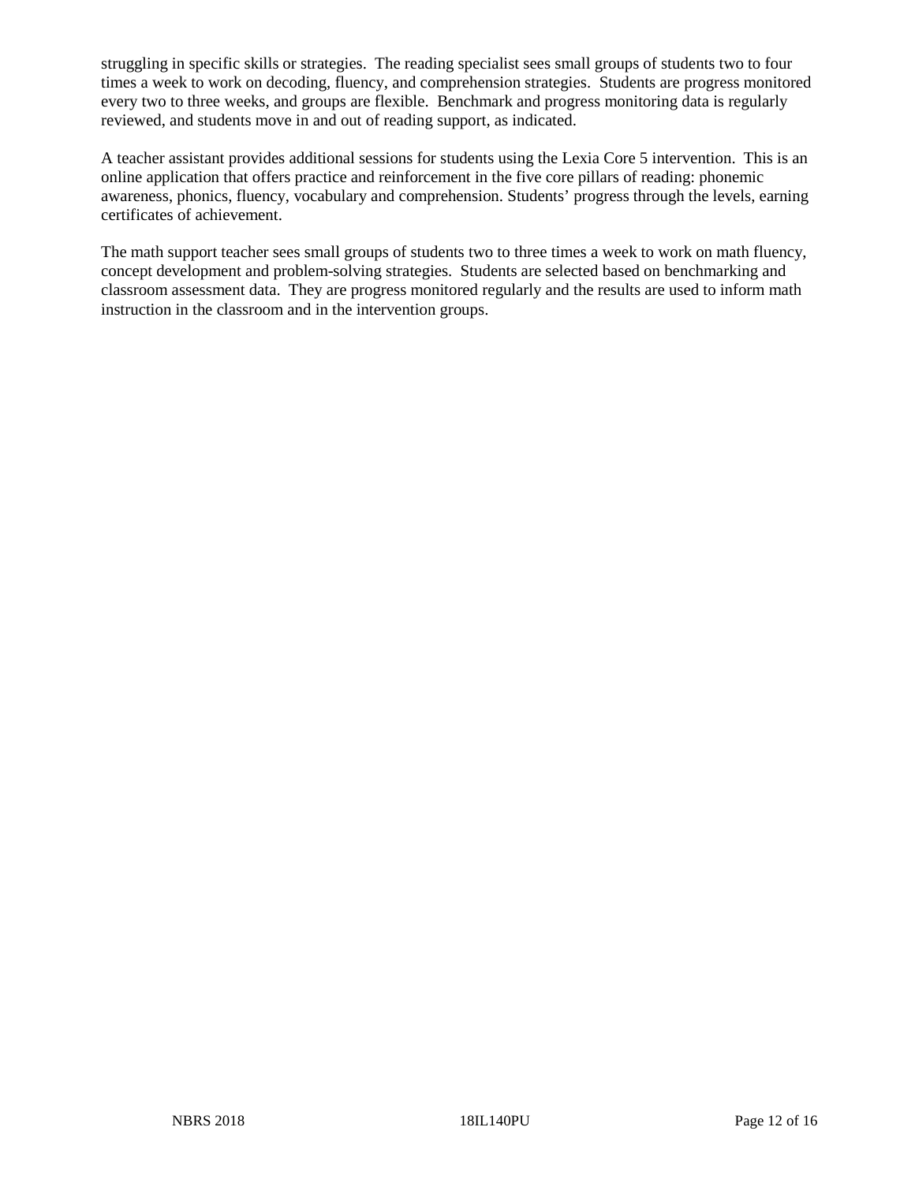struggling in specific skills or strategies. The reading specialist sees small groups of students two to four times a week to work on decoding, fluency, and comprehension strategies. Students are progress monitored every two to three weeks, and groups are flexible. Benchmark and progress monitoring data is regularly reviewed, and students move in and out of reading support, as indicated.

A teacher assistant provides additional sessions for students using the Lexia Core 5 intervention. This is an online application that offers practice and reinforcement in the five core pillars of reading: phonemic awareness, phonics, fluency, vocabulary and comprehension. Students' progress through the levels, earning certificates of achievement.

The math support teacher sees small groups of students two to three times a week to work on math fluency, concept development and problem-solving strategies. Students are selected based on benchmarking and classroom assessment data. They are progress monitored regularly and the results are used to inform math instruction in the classroom and in the intervention groups.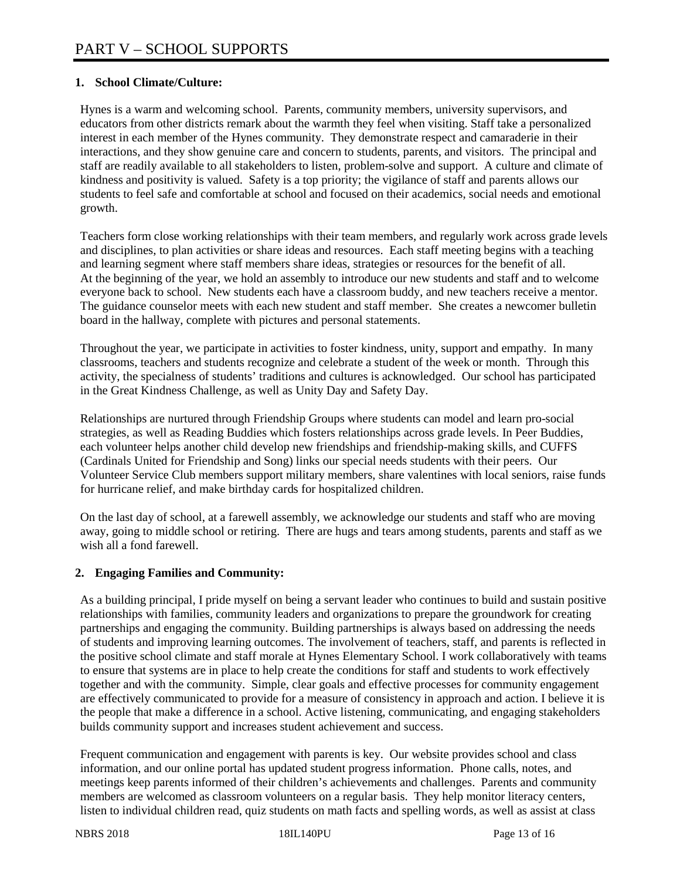# PART V – SCHOOL SUPPORTS

**1. School Climate/Culture:**

Hynes is a warm and welcoming school. Parents, community members, university supervisors, and educators from other districts remark about the warmth they feel when visiting. Staff take a personalized interest in each member of the Hynes community. They demonstrate respect and camaraderie in their interactions, and they show genuine care and concern to students, parents, and visitors. The principal and staff are readily available to all stakeholders to listen, problem-solve and support. A culture and climate of kindness and positivity is valued. Safety is a top priority; the vigilance of staff and parents allows our students to feel safe and comfortable at school and focused on their academics, social needs and emotional growth.

Teachers form close working relationships with their team members, and regularly work across grade levels and disciplines, to plan activities or share ideas and resources. Each staff meeting begins with a teaching and learning segment where staff members share ideas, strategies or resources for the benefit of all. At the beginning of the year, we hold an assembly to introduce our new students and staff and to welcome everyone back to school. New students each have a classroom buddy, and new teachers receive a mentor. The guidance counselor meets with each new student and staff member. She creates a newcomer bulletin board in the hallway, complete with pictures and personal statements.

Throughout the year, we participate in activities to foster kindness, unity, support and empathy. In many classrooms, teachers and students recognize and celebrate a student of the week or month. Through this activity, the specialness of students' traditions and cultures is acknowledged. Our school has participated in the Great Kindness Challenge, as well as Unity Day and Safety Day.

Relationships are nurtured through Friendship Groups where students can model and learn pro-social strategies, as well as Reading Buddies which fosters relationships across grade levels. In Peer Buddies, each volunteer helps another child develop new friendships and friendship-making skills, and CUFFS (Cardinals United for Friendship and Song) links our special needs students with their peers. Our Volunteer Service Club members support military members, share valentines with local seniors, raise funds for hurricane relief, and make birthday cards for hospitalized children.

On the last day of school, at a farewell assembly, we acknowledge our students and staff who are moving away, going to middle school or retiring. There are hugs and tears among students, parents and staff as we wish all a fond farewell.

**2. Engaging Families and Community:**

As a building principal, I pride myself on being a servant leader who continues to build and sustain positive relationships with families, community leaders and organizations to prepare the groundwork for creating partnerships and engaging the community. Building partnerships is always based on addressing the needs of students and improving learning outcomes. The involvement of teachers, staff, and parents is reflected in the positive school climate and staff morale at Hynes Elementary School. I work collaboratively with teams to ensure that systems are in place to help create the conditions for staff and students to work effectively together and with the community. Simple, clear goals and effective processes for community engagement are effectively communicated to provide for a measure of consistency in approach and action. I believe it is the people that make a difference in a school. Active listening, communicating, and engaging stakeholders builds community support and increases student achievement and success.

Frequent communication and engagement with parents is key. Our website provides school and class information, and our online portal has updated student progress information. Phone calls, notes, and meetings keep parents informed of their children's achievements and challenges. Parents and community members are welcomed as classroom volunteers on a regular basis. They help monitor literacy centers, listen to individual children read, quiz students on math facts and spelling words, as well as assist at class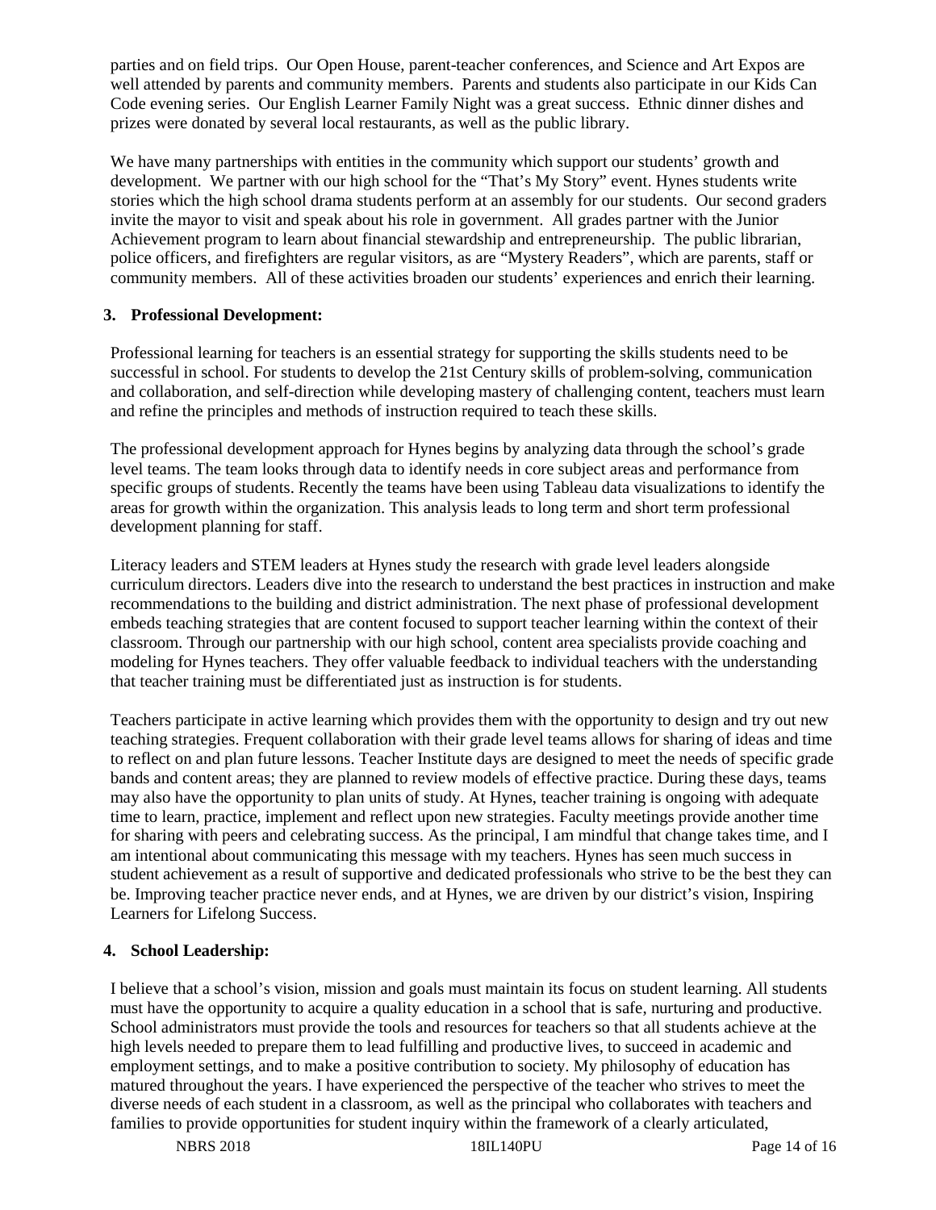parties and on field trips. Our Open House, parent-teacher conferences, and Science and Art Expos are well attended by parents and community members. Parents and students also participate in our Kids Can Code evening series. Our English Learner Family Night was a great success. Ethnic dinner dishes and prizes were donated by several local restaurants, as well as the public library.

We have many partnerships with entities in the community which support our students' growth and development. We partner with our high school for the "That's My Story" event. Hynes students write stories which the high school drama students perform at an assembly for our students. Our second graders invite the mayor to visit and speak about his role in government. All grades partner with the Junior Achievement program to learn about financial stewardship and entrepreneurship. The public librarian, police officers, and firefighters are regular visitors, as are "Mystery Readers", which are parents, staff or community members. All of these activities broaden our students' experiences and enrich their learning.

**3. Professional Development:**

Professional learning for teachers is an essential strategy for supporting the skills students need to be successful in school. For students to develop the 21st Century skills of problem-solving, communication and collaboration, and self-direction while developing mastery of challenging content, teachers must learn and refine the principles and methods of instruction required to teach these skills.

The professional development approach for Hynes begins by analyzing data through the school's grade level teams. The team looks through data to identify needs in core subject areas and performance from specific groups of students. Recently the teams have been using Tableau data visualizations to identify the areas for growth within the organization. This analysis leads to long term and short term professional development planning for staff.

Literacy leaders and STEM leaders at Hynes study the research with grade level leaders alongside curriculum directors. Leaders dive into the research to understand the best practices in instruction and make recommendations to the building and district administration. The next phase of professional development embeds teaching strategies that are content focused to support teacher learning within the context of their classroom. Through our partnership with our high school, content area specialists provide coaching and modeling for Hynes teachers. They offer valuable feedback to individual teachers with the understanding that teacher training must be differentiated just as instruction is for students.

Teachers participate in active learning which provides them with the opportunity to design and try out new teaching strategies. Frequent collaboration with their grade level teams allows for sharing of ideas and time to reflect on and plan future lessons. Teacher Institute days are designed to meet the needs of specific grade bands and content areas; they are planned to review models of effective practice. During these days, teams may also have the opportunity to plan units of study. At Hynes, teacher training is ongoing with adequate time to learn, practice, implement and reflect upon new strategies. Faculty meetings provide another time for sharing with peers and celebrating success. As the principal, I am mindful that change takes time, and I am intentional about communicating this message with my teachers. Hynes has seen much success in student achievement as a result of supportive and dedicated professionals who strive to be the best they can be. Improving teacher practice never ends, and at Hynes, we are driven by our district's vision, Inspiring Learners for Lifelong Success.

**4. School Leadership:**

I believe that a school's vision, mission and goals must maintain its focus on student learning. All students must have the opportunity to acquire a quality education in a school that is safe, nurturing and productive. School administrators must provide the tools and resources for teachers so that all students achieve at the high levels needed to prepare them to lead fulfilling and productive lives, to succeed in academic and employment settings, and to make a positive contribution to society. My philosophy of education has matured throughout the years. I have experienced the perspective of the teacher who strives to meet the diverse needs of each student in a classroom, as well as the principal who collaborates with teachers and families to provide opportunities for student inquiry within the framework of a clearly articulated,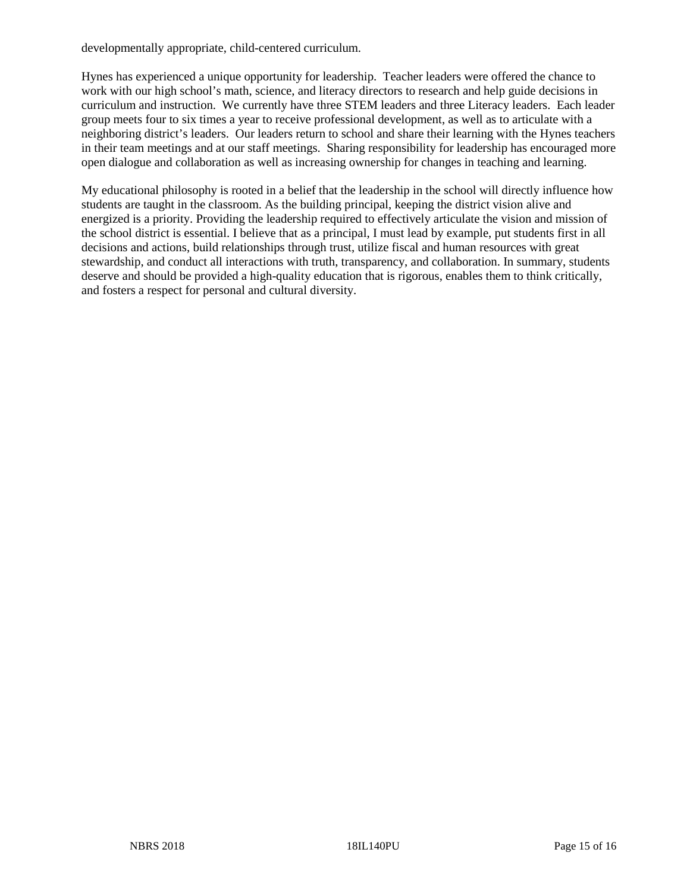developmentally appropriate, child-centered curriculum.

Hynes has experienced a unique opportunity for leadership. Teacher leaders were offered the chance to work with our high school's math, science, and literacy directors to research and help guide decisions in curriculum and instruction. We currently have three STEM leaders and three Literacy leaders. Each leader group meets four to six times a year to receive professional development, as well as to articulate with a neighboring district's leaders. Our leaders return to school and share their learning with the Hynes teachers in their team meetings and at our staff meetings. Sharing responsibility for leadership has encouraged more open dialogue and collaboration as well as increasing ownership for changes in teaching and learning.

My educational philosophy is rooted in a belief that the leadership in the school will directly influence how students are taught in the classroom. As the building principal, keeping the district vision alive and energized is a priority. Providing the leadership required to effectively articulate the vision and mission of the school district is essential. I believe that as a principal, I must lead by example, put students first in all decisions and actions, build relationships through trust, utilize fiscal and human resources with great stewardship, and conduct all interactions with truth, transparency, and collaboration. In summary, students deserve and should be provided a high-quality education that is rigorous, enables them to think critically, and fosters a respect for personal and cultural diversity.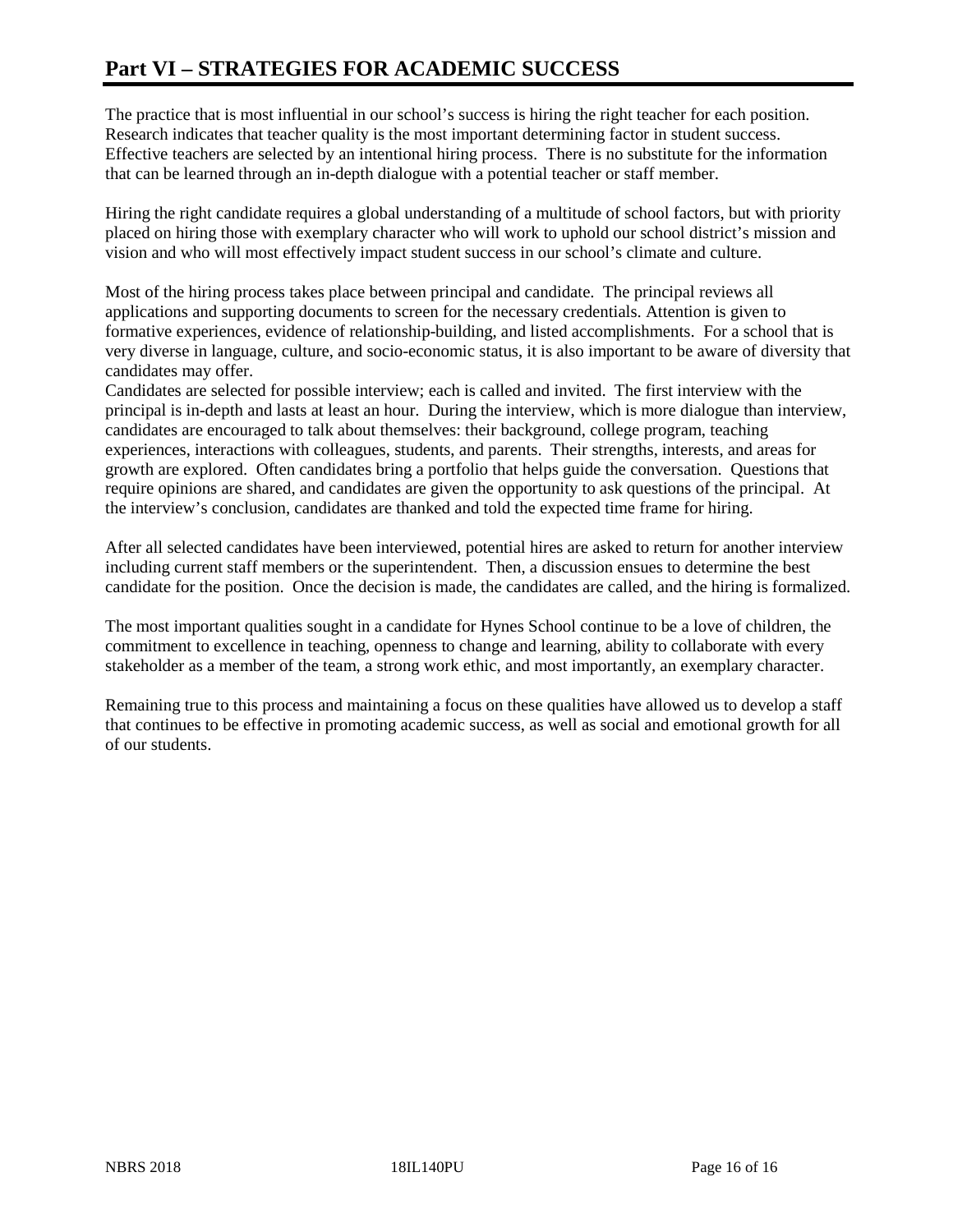# Part VI – STRATEGIES FOR ACADEMIC SUCCESS

The practice that is most influential in our school's success is hiring the right teacher for each position. Research indicates that teacher quality is the most important determining factor in student success. Effective teachers are selected by an intentional hiring process. There is no substitute for the information that can be learned through an in-depth dialogue with a potential teacher or staff member.

Hiring the right candidate requires a global understanding of a multitude of school factors, but with priority placed on hiring those with exemplary character who will work to uphold our school district's mission and vision and who will most effectively impact student success in our school's climate and culture.

Most of the hiring process takes place between principal and candidate. The principal reviews all applications and supporting documents to screen for the necessary credentials. Attention is given to formative experiences, evidence of relationship-building, and listed accomplishments. For a school that is very diverse in language, culture, and socio-economic status, it is also important to be aware of diversity that candidates may offer.

Candidates are selected for possible interview; each is called and invited. The first interview with the principal is in-depth and lasts at least an hour. During the interview, which is more dialogue than interview, candidates are encouraged to talk about themselves: their background, college program, teaching experiences, interactions with colleagues, students, and parents. Their strengths, interests, and areas for growth are explored. Often candidates bring a portfolio that helps guide the conversation. Questions that require opinions are shared, and candidates are given the opportunity to ask questions of the principal. At the interview's conclusion, candidates are thanked and told the expected time frame for hiring.

After all selected candidates have been interviewed, potential hires are asked to return for another interview including current staff members or the superintendent. Then, a discussion ensues to determine the best candidate for the position. Once the decision is made, the candidates are called, and the hiring is formalized.

The most important qualities sought in a candidate for Hynes School continue to be a love of children, the commitment to excellence in teaching, openness to change and learning, ability to collaborate with every stakeholder as a member of the team, a strong work ethic, and most importantly, an exemplary character.

Remaining true to this process and maintaining a focus on these qualities have allowed us to develop a staff that continues to be effective in promoting academic success, as well as social and emotional growth for all of our students.